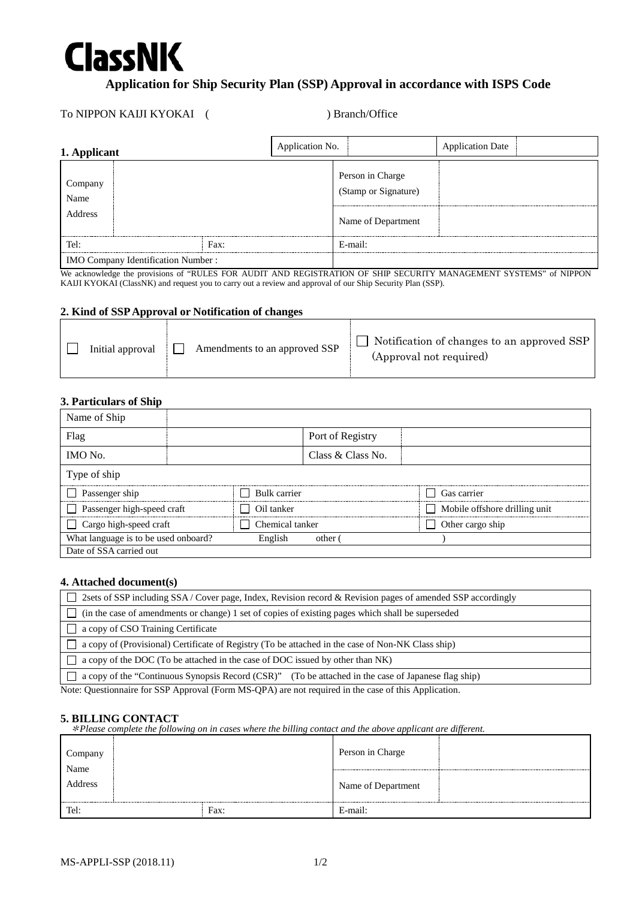# ClassNK

## Application for Ship Security Plan (SSP) Approval in accordance with ISPS Code

To NIPPON KAIJI KYOKAI ( ) Branch/Office

### 1. Applicant

| | | Application No. | | Application Date | |
|---|---|---|---|---|---|

| Company Name Address | | Person in Charge (Stamp or Signature) | |
|---|---|---|---|
| | | Name of Department | |
| Tel: | Fax: | E-mail: | |
| IMO Company Identification Number : | | | |

We acknowledge the provisions of "RULES FOR AUDIT AND REGISTRATION OF SHIP SECURITY MANAGEMENT SYSTEMS" of NIPPON KAIJI KYOKAI (ClassNK) and request you to carry out a review and approval of our Ship Security Plan (SSP).

### 2. Kind of SSP Approval or Notification of changes

| ☐ Initial approval | ☐ Amendments to an approved SSP | ☐ Notification of changes to an approved SSP (Approval not required) |
|---|---|---|

### 3. Particulars of Ship

| Name of Ship | | | |
|---|---|---|---|
| Flag | | Port of Registry | |
| IMO No. | | Class & Class No. | |

| Type of ship | | |
|---|---|---|
| ☐ Passenger ship | ☐ Bulk carrier | ☐ Gas carrier |
| ☐ Passenger high-speed craft | ☐ Oil tanker | ☐ Mobile offshore drilling unit |
| ☐ Cargo high-speed craft | ☐ Chemical tanker | ☐ Other cargo ship |
| What language is to be used onboard? | English other ( ) | |
| Date of SSA carried out | | |

### 4. Attached document(s)

- ☐ 2sets of SSP including SSA / Cover page, Index, Revision record & Revision pages of amended SSP accordingly
- ☐ (in the case of amendments or change) 1 set of copies of existing pages which shall be superseded
- ☐ a copy of CSO Training Certificate
- ☐ a copy of (Provisional) Certificate of Registry (To be attached in the case of Non-NK Class ship)
- ☐ a copy of the DOC (To be attached in the case of DOC issued by other than NK)
- ☐ a copy of the "Continuous Synopsis Record (CSR)" (To be attached in the case of Japanese flag ship)

Note: Questionnaire for SSP Approval (Form MS-QPA) are not required in the case of this Application.

### 5. BILLING CONTACT

*\*Please complete the following on in cases where the billing contact and the above applicant are different.*

| Company Name Address | | Person in Charge | |
|---|---|---|---|
| | | Name of Department | |
| Tel: | Fax: | E-mail: | |

MS-APPLI-SSP (2018.11)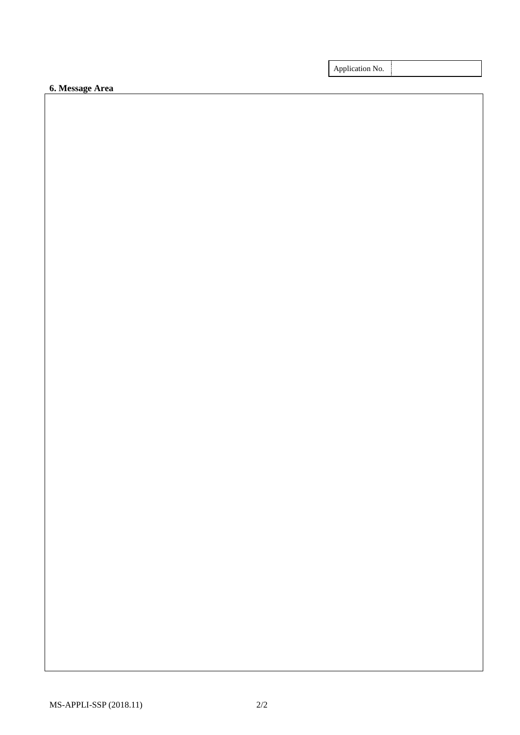| Application No. | |
|---|---|

## 6. Message Area

MS-APPLI-SSP (2018.11)